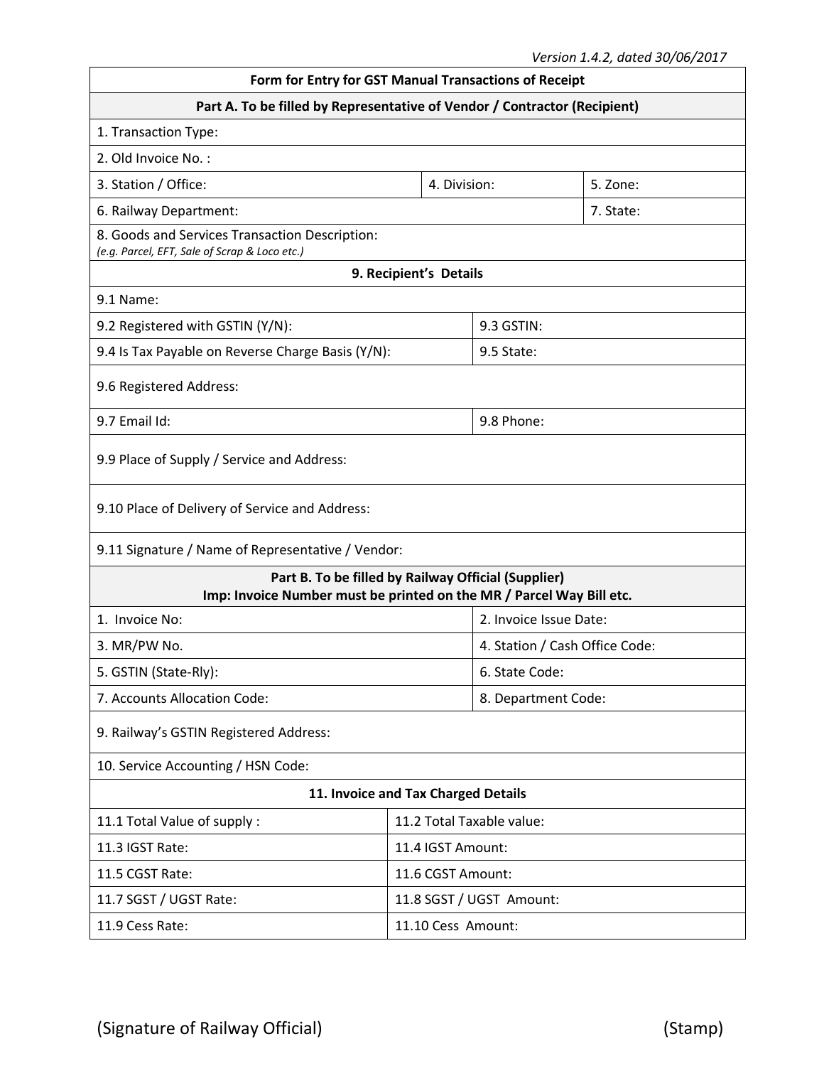*Version 1.4.2, dated 30/06/2017*

**Form for Entry for GST Manual Transactions of Receipt**

**Part A. To be filled by Representative of Vendor / Contractor (Recipient)**

1. Transaction Type:

2. Old Invoice No. :

| 3. Station / Office: | 4. Division: | 5. Zone: |
|---|---|---|

| 6. Railway Department: | 7. State: |
|---|---|

8. Goods and Services Transaction Description:
*(e.g. Parcel, EFT, Sale of Scrap & Loco etc.)*

**9. Recipient's Details**

9.1 Name:

| 9.2 Registered with GSTIN (Y/N): | 9.3 GSTIN: |
|---|---|
| 9.4 Is Tax Payable on Reverse Charge Basis (Y/N): | 9.5 State: |

9.6 Registered Address:

| 9.7 Email Id: | 9.8 Phone: |
|---|---|

9.9 Place of Supply / Service and Address:

9.10 Place of Delivery of Service and Address:

9.11 Signature / Name of Representative / Vendor:

**Part B. To be filled by Railway Official (Supplier)**
**Imp: Invoice Number must be printed on the MR / Parcel Way Bill etc.**

| 1. Invoice No: | 2. Invoice Issue Date: |
|---|---|
| 3. MR/PW No. | 4. Station / Cash Office Code: |
| 5. GSTIN (State-Rly): | 6. State Code: |
| 7. Accounts Allocation Code: | 8. Department Code: |

9. Railway's GSTIN Registered Address:

10. Service Accounting / HSN Code:

**11. Invoice and Tax Charged Details**

| 11.1 Total Value of supply : | 11.2 Total Taxable value: |
|---|---|
| 11.3 IGST Rate: | 11.4 IGST Amount: |
| 11.5 CGST Rate: | 11.6 CGST Amount: |
| 11.7 SGST / UGST Rate: | 11.8 SGST / UGST Amount: |
| 11.9 Cess Rate: | 11.10 Cess Amount: |

(Signature of Railway Official) (Stamp)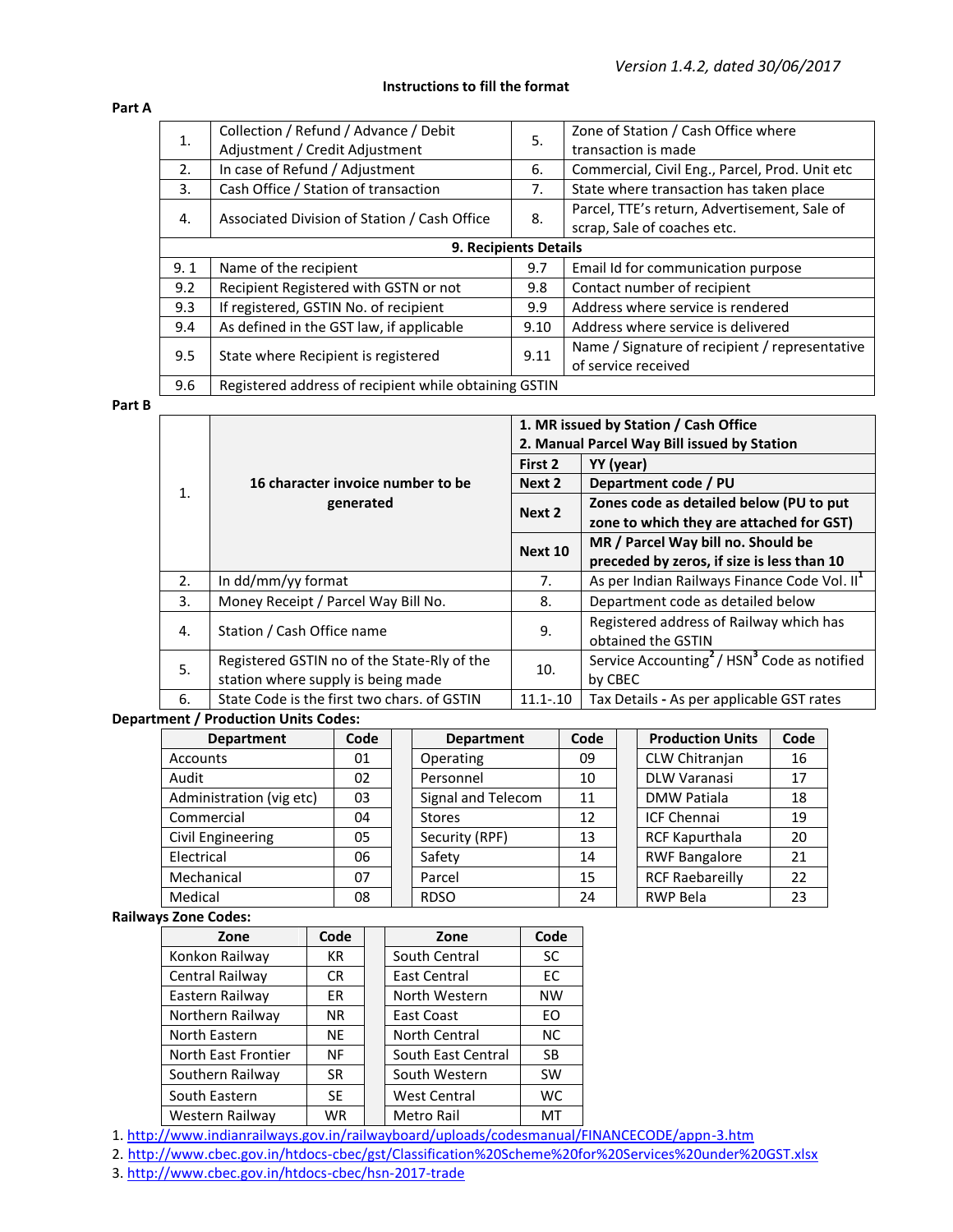*Version 1.4.2, dated 30/06/2017*

**Instructions to fill the format**

**Part A**

| | | | |
|---|---|---|---|
| 1. | Collection / Refund / Advance / Debit Adjustment / Credit Adjustment | 5. | Zone of Station / Cash Office where transaction is made |
| 2. | In case of Refund / Adjustment | 6. | Commercial, Civil Eng., Parcel, Prod. Unit etc |
| 3. | Cash Office / Station of transaction | 7. | State where transaction has taken place |
| 4. | Associated Division of Station / Cash Office | 8. | Parcel, TTE's return, Advertisement, Sale of scrap, Sale of coaches etc. |
| **9. Recipients Details** | | | |
| 9. 1 | Name of the recipient | 9.7 | Email Id for communication purpose |
| 9.2 | Recipient Registered with GSTN or not | 9.8 | Contact number of recipient |
| 9.3 | If registered, GSTIN No. of recipient | 9.9 | Address where service is rendered |
| 9.4 | As defined in the GST law, if applicable | 9.10 | Address where service is delivered |
| 9.5 | State where Recipient is registered | 9.11 | Name / Signature of recipient / representative of service received |
| 9.6 | Registered address of recipient while obtaining GSTIN | | |

**Part B**

| | | | |
|---|---|---|---|
| 1. | **16 character invoice number to be generated** | **1. MR issued by Station / Cash Office<br>2. Manual Parcel Way Bill issued by Station** | |
| | | **First 2** | **YY (year)** |
| | | **Next 2** | **Department code / PU** |
| | | **Next 2** | **Zones code as detailed below (PU to put zone to which they are attached for GST)** |
| | | **Next 10** | **MR / Parcel Way bill no. Should be preceded by zeros, if size is less than 10** |
| 2. | In dd/mm/yy format | 7. | As per Indian Railways Finance Code Vol. II[1] |
| 3. | Money Receipt / Parcel Way Bill No. | 8. | Department code as detailed below |
| 4. | Station / Cash Office name | 9. | Registered address of Railway which has obtained the GSTIN |
| 5. | Registered GSTIN no of the State-Rly of the station where supply is being made | 10. | Service Accounting[2] / HSN[3] Code as notified by CBEC |
| 6. | State Code is the first two chars. of GSTIN | 11.1-.10 | **Tax Details -** As per applicable GST rates |

**Department / Production Units Codes:**

| Department | Code | Department | Code | Production Units | Code |
|---|---|---|---|---|---|
| Accounts | 01 | Operating | 09 | CLW Chitranjan | 16 |
| Audit | 02 | Personnel | 10 | DLW Varanasi | 17 |
| Administration (vig etc) | 03 | Signal and Telecom | 11 | DMW Patiala | 18 |
| Commercial | 04 | Stores | 12 | ICF Chennai | 19 |
| Civil Engineering | 05 | Security (RPF) | 13 | RCF Kapurthala | 20 |
| Electrical | 06 | Safety | 14 | RWF Bangalore | 21 |
| Mechanical | 07 | Parcel | 15 | RCF Raebareilly | 22 |
| Medical | 08 | RDSO | 24 | RWP Bela | 23 |

**Railways Zone Codes:**

| Zone | Code | Zone | Code |
|---|---|---|---|
| Konkon Railway | KR | South Central | SC |
| Central Railway | CR | East Central | EC |
| Eastern Railway | ER | North Western | NW |
| Northern Railway | NR | East Coast | EO |
| North Eastern | NE | North Central | NC |
| North East Frontier | NF | South East Central | SB |
| Southern Railway | SR | South Western | SW |
| South Eastern | SE | West Central | WC |
| Western Railway | WR | Metro Rail | MT |

1. http://www.indianrailways.gov.in/railwayboard/uploads/codesmanual/FINANCECODE/appn-3.htm
2. http://www.cbec.gov.in/htdocs-cbec/gst/Classification%20Scheme%20for%20Services%20under%20GST.xlsx
3. http://www.cbec.gov.in/htdocs-cbec/hsn-2017-trade